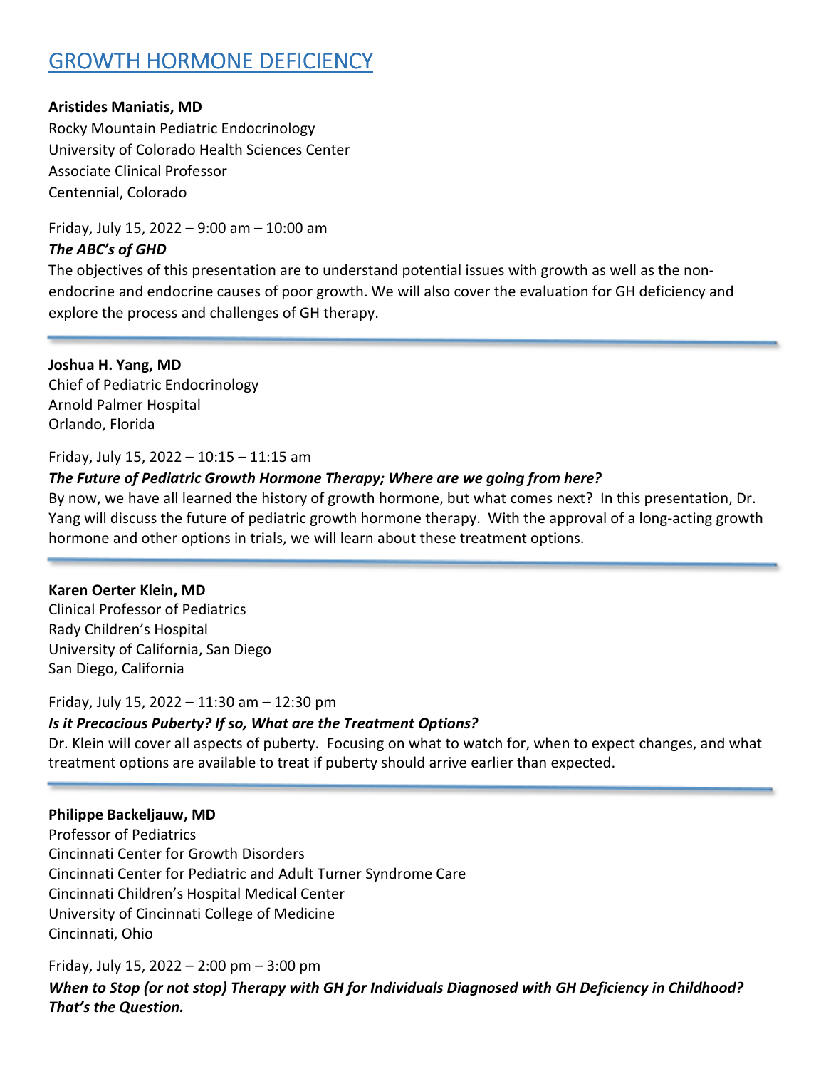# GROWTH HORMONE DEFICIENCY

**Aristides Maniatis, MD**
Rocky Mountain Pediatric Endocrinology
University of Colorado Health Sciences Center
Associate Clinical Professor
Centennial, Colorado

Friday, July 15, 2022 – 9:00 am – 10:00 am

***The ABC's of GHD***

The objectives of this presentation are to understand potential issues with growth as well as the non-endocrine and endocrine causes of poor growth. We will also cover the evaluation for GH deficiency and explore the process and challenges of GH therapy.

---

**Joshua H. Yang, MD**
Chief of Pediatric Endocrinology
Arnold Palmer Hospital
Orlando, Florida

Friday, July 15, 2022 – 10:15 – 11:15 am

***The Future of Pediatric Growth Hormone Therapy; Where are we going from here?***

By now, we have all learned the history of growth hormone, but what comes next? In this presentation, Dr. Yang will discuss the future of pediatric growth hormone therapy. With the approval of a long-acting growth hormone and other options in trials, we will learn about these treatment options.

---

**Karen Oerter Klein, MD**
Clinical Professor of Pediatrics
Rady Children's Hospital
University of California, San Diego
San Diego, California

Friday, July 15, 2022 – 11:30 am – 12:30 pm

***Is it Precocious Puberty? If so, What are the Treatment Options?***

Dr. Klein will cover all aspects of puberty. Focusing on what to watch for, when to expect changes, and what treatment options are available to treat if puberty should arrive earlier than expected.

---

**Philippe Backeljauw, MD**
Professor of Pediatrics
Cincinnati Center for Growth Disorders
Cincinnati Center for Pediatric and Adult Turner Syndrome Care
Cincinnati Children's Hospital Medical Center
University of Cincinnati College of Medicine
Cincinnati, Ohio

Friday, July 15, 2022 – 2:00 pm – 3:00 pm

***When to Stop (or not stop) Therapy with GH for Individuals Diagnosed with GH Deficiency in Childhood? That's the Question.***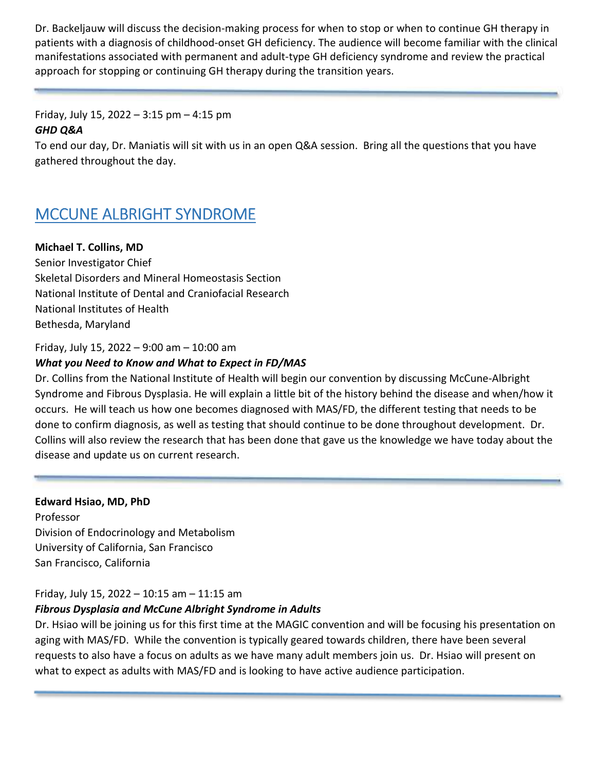Dr. Backeljauw will discuss the decision-making process for when to stop or when to continue GH therapy in patients with a diagnosis of childhood-onset GH deficiency. The audience will become familiar with the clinical manifestations associated with permanent and adult-type GH deficiency syndrome and review the practical approach for stopping or continuing GH therapy during the transition years.

---

Friday, July 15, 2022 – 3:15 pm – 4:15 pm

***GHD Q&A***

To end our day, Dr. Maniatis will sit with us in an open Q&A session. Bring all the questions that you have gathered throughout the day.

## MCCUNE ALBRIGHT SYNDROME

**Michael T. Collins, MD**
Senior Investigator Chief
Skeletal Disorders and Mineral Homeostasis Section
National Institute of Dental and Craniofacial Research
National Institutes of Health
Bethesda, Maryland

Friday, July 15, 2022 – 9:00 am – 10:00 am

***What you Need to Know and What to Expect in FD/MAS***

Dr. Collins from the National Institute of Health will begin our convention by discussing McCune-Albright Syndrome and Fibrous Dysplasia. He will explain a little bit of the history behind the disease and when/how it occurs. He will teach us how one becomes diagnosed with MAS/FD, the different testing that needs to be done to confirm diagnosis, as well as testing that should continue to be done throughout development. Dr. Collins will also review the research that has been done that gave us the knowledge we have today about the disease and update us on current research.

---

**Edward Hsiao, MD, PhD**
Professor
Division of Endocrinology and Metabolism
University of California, San Francisco
San Francisco, California

Friday, July 15, 2022 – 10:15 am – 11:15 am

***Fibrous Dysplasia and McCune Albright Syndrome in Adults***

Dr. Hsiao will be joining us for this first time at the MAGIC convention and will be focusing his presentation on aging with MAS/FD. While the convention is typically geared towards children, there have been several requests to also have a focus on adults as we have many adult members join us. Dr. Hsiao will present on what to expect as adults with MAS/FD and is looking to have active audience participation.

---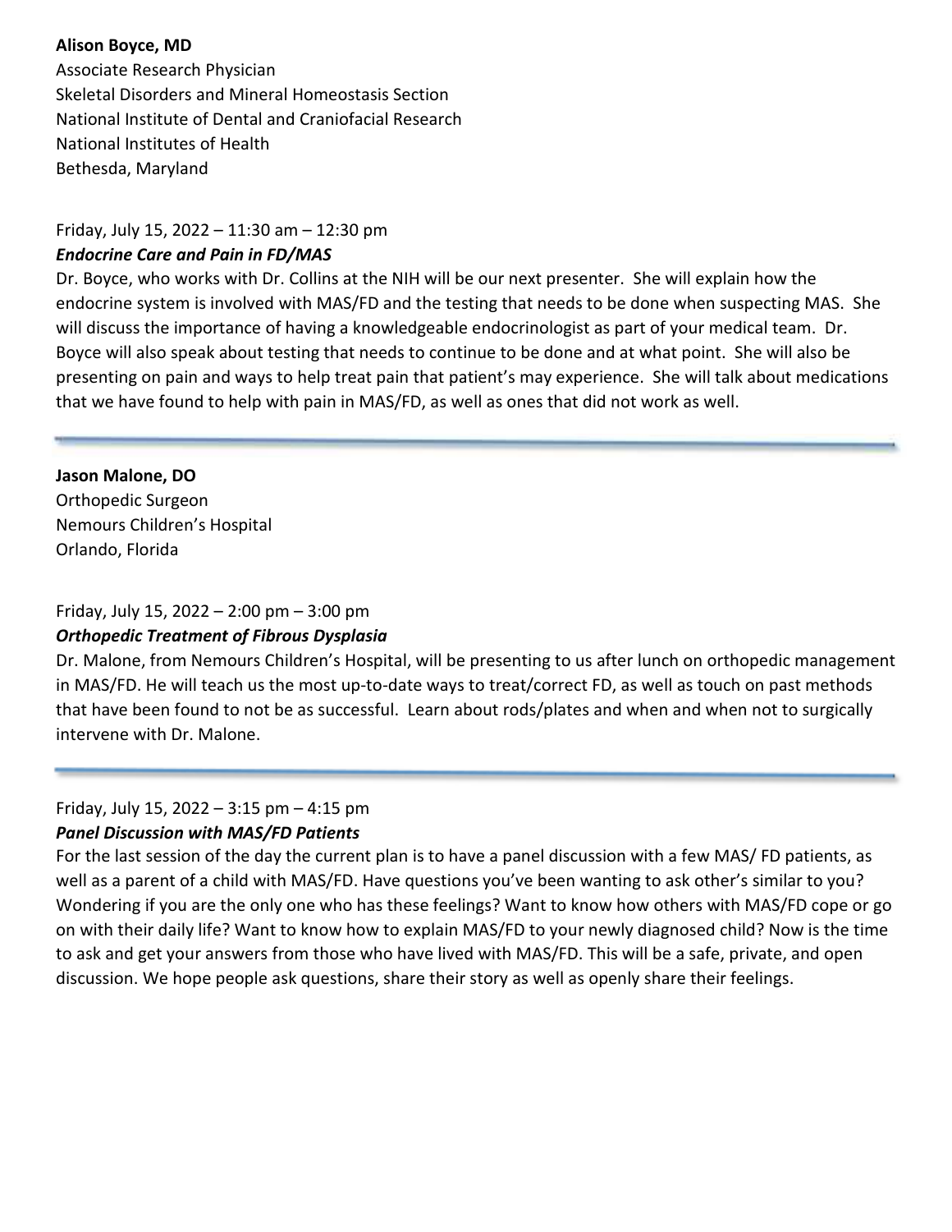**Alison Boyce, MD**
Associate Research Physician
Skeletal Disorders and Mineral Homeostasis Section
National Institute of Dental and Craniofacial Research
National Institutes of Health
Bethesda, Maryland

Friday, July 15, 2022 – 11:30 am – 12:30 pm
***Endocrine Care and Pain in FD/MAS***
Dr. Boyce, who works with Dr. Collins at the NIH will be our next presenter. She will explain how the endocrine system is involved with MAS/FD and the testing that needs to be done when suspecting MAS. She will discuss the importance of having a knowledgeable endocrinologist as part of your medical team. Dr. Boyce will also speak about testing that needs to continue to be done and at what point. She will also be presenting on pain and ways to help treat pain that patient's may experience. She will talk about medications that we have found to help with pain in MAS/FD, as well as ones that did not work as well.

---

**Jason Malone, DO**
Orthopedic Surgeon
Nemours Children's Hospital
Orlando, Florida

Friday, July 15, 2022 – 2:00 pm – 3:00 pm
***Orthopedic Treatment of Fibrous Dysplasia***
Dr. Malone, from Nemours Children's Hospital, will be presenting to us after lunch on orthopedic management in MAS/FD. He will teach us the most up-to-date ways to treat/correct FD, as well as touch on past methods that have been found to not be as successful. Learn about rods/plates and when and when not to surgically intervene with Dr. Malone.

---

Friday, July 15, 2022 – 3:15 pm – 4:15 pm
***Panel Discussion with MAS/FD Patients***
For the last session of the day the current plan is to have a panel discussion with a few MAS/ FD patients, as well as a parent of a child with MAS/FD. Have questions you've been wanting to ask other's similar to you? Wondering if you are the only one who has these feelings? Want to know how others with MAS/FD cope or go on with their daily life? Want to know how to explain MAS/FD to your newly diagnosed child? Now is the time to ask and get your answers from those who have lived with MAS/FD. This will be a safe, private, and open discussion. We hope people ask questions, share their story as well as openly share their feelings.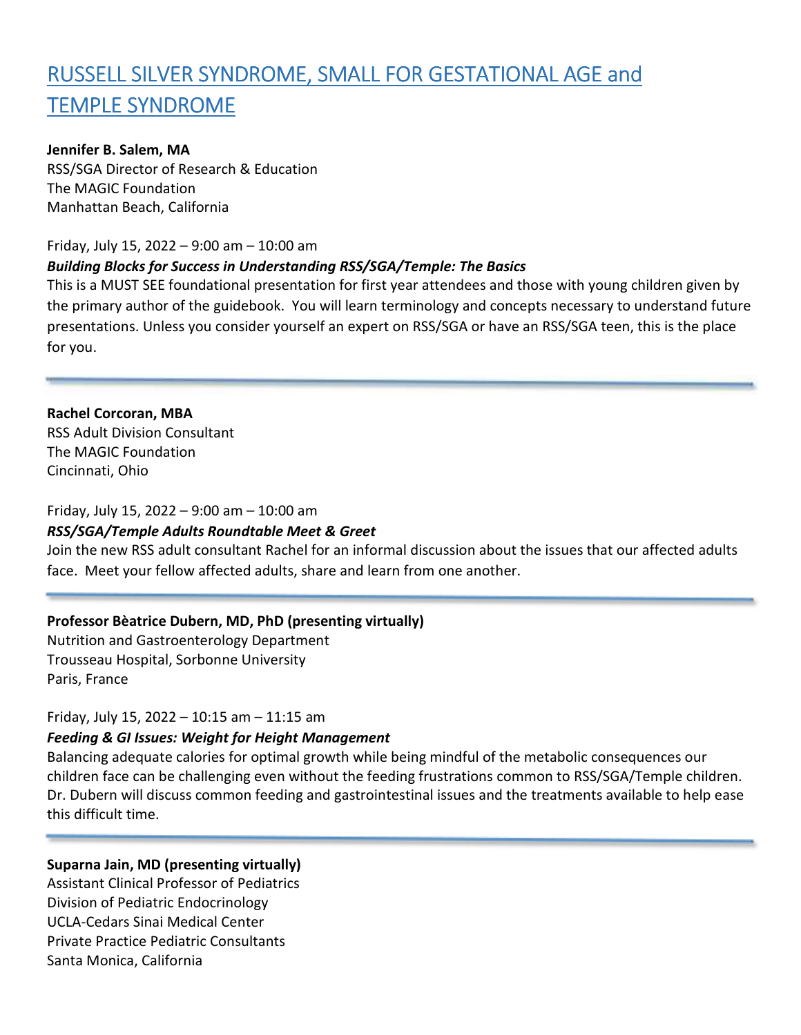# RUSSELL SILVER SYNDROME, SMALL FOR GESTATIONAL AGE and TEMPLE SYNDROME

**Jennifer B. Salem, MA**
RSS/SGA Director of Research & Education
The MAGIC Foundation
Manhattan Beach, California

Friday, July 15, 2022 – 9:00 am – 10:00 am

***Building Blocks for Success in Understanding RSS/SGA/Temple: The Basics***

This is a MUST SEE foundational presentation for first year attendees and those with young children given by the primary author of the guidebook. You will learn terminology and concepts necessary to understand future presentations. Unless you consider yourself an expert on RSS/SGA or have an RSS/SGA teen, this is the place for you.

---

**Rachel Corcoran, MBA**
RSS Adult Division Consultant
The MAGIC Foundation
Cincinnati, Ohio

Friday, July 15, 2022 – 9:00 am – 10:00 am

***RSS/SGA/Temple Adults Roundtable Meet & Greet***

Join the new RSS adult consultant Rachel for an informal discussion about the issues that our affected adults face. Meet your fellow affected adults, share and learn from one another.

---

**Professor Bèatrice Dubern, MD, PhD (presenting virtually)**
Nutrition and Gastroenterology Department
Trousseau Hospital, Sorbonne University
Paris, France

Friday, July 15, 2022 – 10:15 am – 11:15 am

***Feeding & GI Issues: Weight for Height Management***

Balancing adequate calories for optimal growth while being mindful of the metabolic consequences our children face can be challenging even without the feeding frustrations common to RSS/SGA/Temple children. Dr. Dubern will discuss common feeding and gastrointestinal issues and the treatments available to help ease this difficult time.

---

**Suparna Jain, MD (presenting virtually)**
Assistant Clinical Professor of Pediatrics
Division of Pediatric Endocrinology
UCLA-Cedars Sinai Medical Center
Private Practice Pediatric Consultants
Santa Monica, California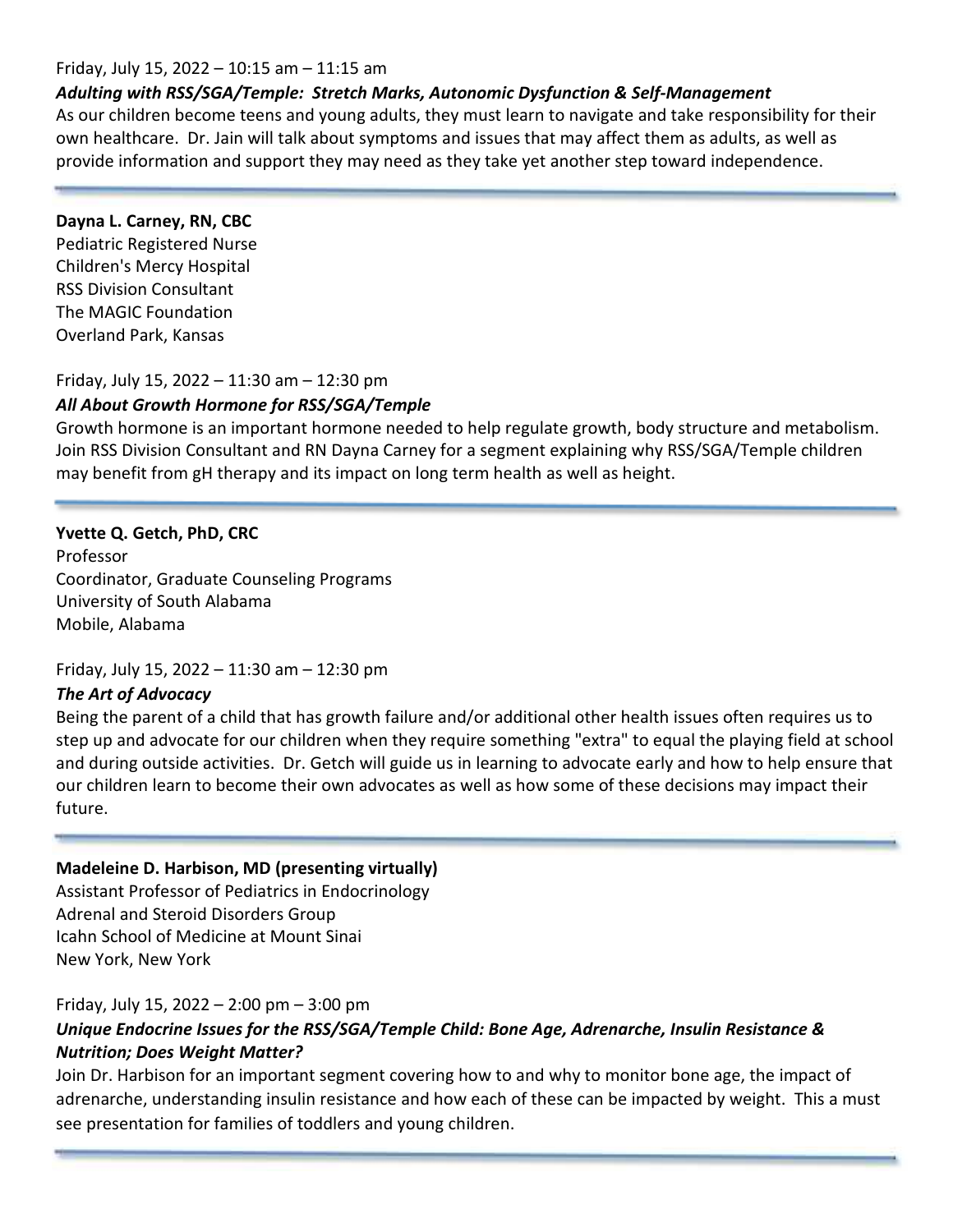Friday, July 15, 2022 – 10:15 am – 11:15 am

***Adulting with RSS/SGA/Temple: Stretch Marks, Autonomic Dysfunction & Self-Management***

As our children become teens and young adults, they must learn to navigate and take responsibility for their own healthcare. Dr. Jain will talk about symptoms and issues that may affect them as adults, as well as provide information and support they may need as they take yet another step toward independence.

---

**Dayna L. Carney, RN, CBC**
Pediatric Registered Nurse
Children's Mercy Hospital
RSS Division Consultant
The MAGIC Foundation
Overland Park, Kansas

Friday, July 15, 2022 – 11:30 am – 12:30 pm

***All About Growth Hormone for RSS/SGA/Temple***

Growth hormone is an important hormone needed to help regulate growth, body structure and metabolism. Join RSS Division Consultant and RN Dayna Carney for a segment explaining why RSS/SGA/Temple children may benefit from gH therapy and its impact on long term health as well as height.

---

**Yvette Q. Getch, PhD, CRC**
Professor
Coordinator, Graduate Counseling Programs
University of South Alabama
Mobile, Alabama

Friday, July 15, 2022 – 11:30 am – 12:30 pm

***The Art of Advocacy***

Being the parent of a child that has growth failure and/or additional other health issues often requires us to step up and advocate for our children when they require something "extra" to equal the playing field at school and during outside activities. Dr. Getch will guide us in learning to advocate early and how to help ensure that our children learn to become their own advocates as well as how some of these decisions may impact their future.

---

**Madeleine D. Harbison, MD (presenting virtually)**
Assistant Professor of Pediatrics in Endocrinology
Adrenal and Steroid Disorders Group
Icahn School of Medicine at Mount Sinai
New York, New York

Friday, July 15, 2022 – 2:00 pm – 3:00 pm

***Unique Endocrine Issues for the RSS/SGA/Temple Child: Bone Age, Adrenarche, Insulin Resistance & Nutrition; Does Weight Matter?***

Join Dr. Harbison for an important segment covering how to and why to monitor bone age, the impact of adrenarche, understanding insulin resistance and how each of these can be impacted by weight. This a must see presentation for families of toddlers and young children.

---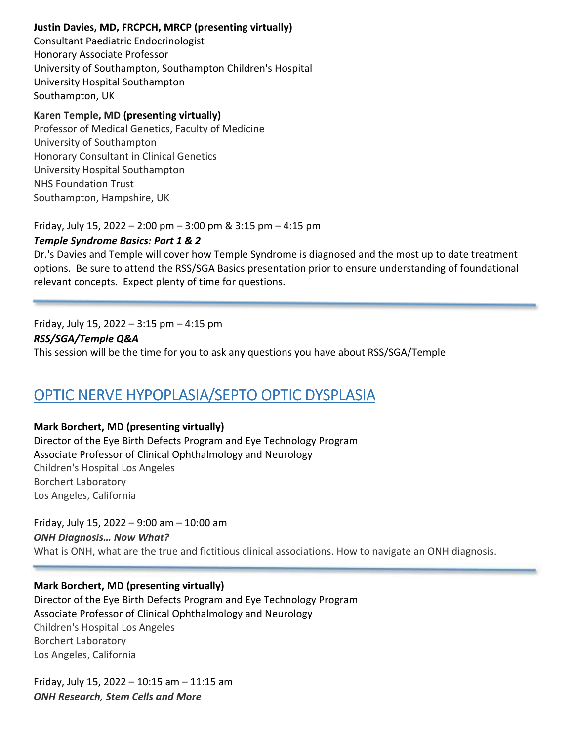**Justin Davies, MD, FRCPCH, MRCP (presenting virtually)**
Consultant Paediatric Endocrinologist
Honorary Associate Professor
University of Southampton, Southampton Children's Hospital
University Hospital Southampton
Southampton, UK

**Karen Temple, MD (presenting virtually)**
Professor of Medical Genetics, Faculty of Medicine
University of Southampton
Honorary Consultant in Clinical Genetics
University Hospital Southampton
NHS Foundation Trust
Southampton, Hampshire, UK

Friday, July 15, 2022 – 2:00 pm – 3:00 pm & 3:15 pm – 4:15 pm
***Temple Syndrome Basics: Part 1 & 2***
Dr.'s Davies and Temple will cover how Temple Syndrome is diagnosed and the most up to date treatment options. Be sure to attend the RSS/SGA Basics presentation prior to ensure understanding of foundational relevant concepts. Expect plenty of time for questions.

---

Friday, July 15, 2022 – 3:15 pm – 4:15 pm
***RSS/SGA/Temple Q&A***
This session will be the time for you to ask any questions you have about RSS/SGA/Temple

## OPTIC NERVE HYPOPLASIA/SEPTO OPTIC DYSPLASIA

**Mark Borchert, MD (presenting virtually)**
Director of the Eye Birth Defects Program and Eye Technology Program
Associate Professor of Clinical Ophthalmology and Neurology
Children's Hospital Los Angeles
Borchert Laboratory
Los Angeles, California

Friday, July 15, 2022 – 9:00 am – 10:00 am
***ONH Diagnosis… Now What?***
What is ONH, what are the true and fictitious clinical associations. How to navigate an ONH diagnosis.

---

**Mark Borchert, MD (presenting virtually)**
Director of the Eye Birth Defects Program and Eye Technology Program
Associate Professor of Clinical Ophthalmology and Neurology
Children's Hospital Los Angeles
Borchert Laboratory
Los Angeles, California

Friday, July 15, 2022 – 10:15 am – 11:15 am
***ONH Research, Stem Cells and More***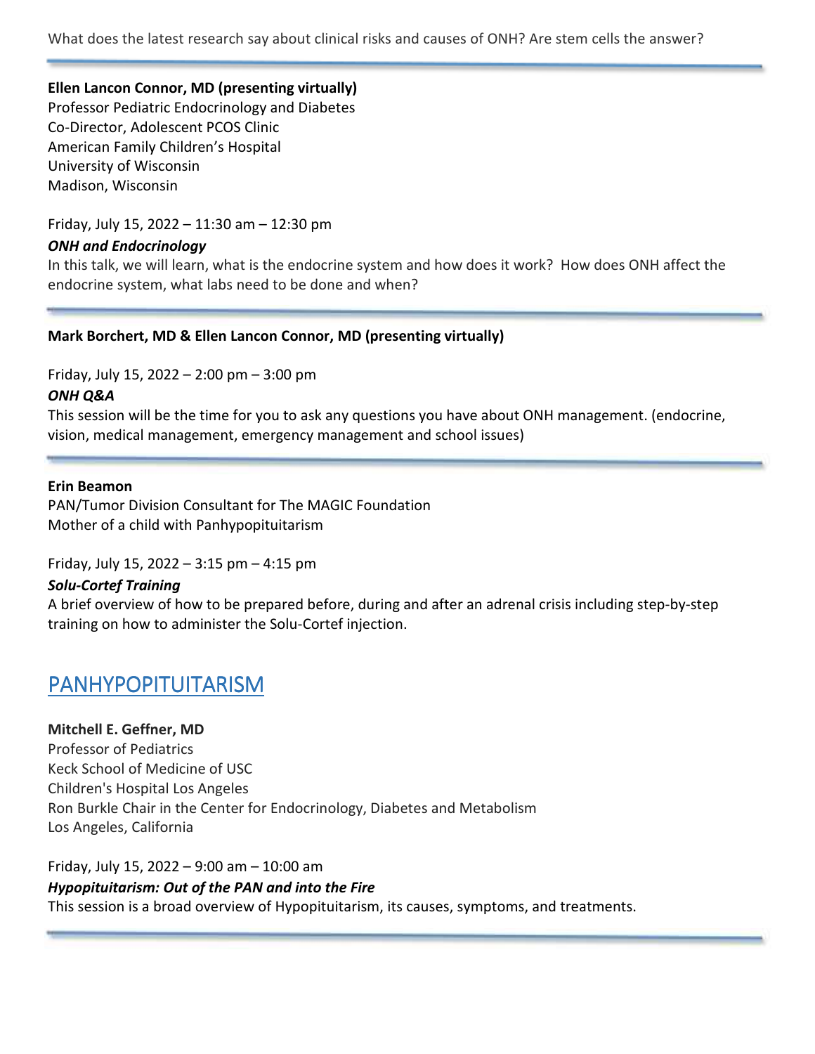What does the latest research say about clinical risks and causes of ONH? Are stem cells the answer?

---

**Ellen Lancon Connor, MD (presenting virtually)**
Professor Pediatric Endocrinology and Diabetes
Co-Director, Adolescent PCOS Clinic
American Family Children's Hospital
University of Wisconsin
Madison, Wisconsin

Friday, July 15, 2022 – 11:30 am – 12:30 pm

***ONH and Endocrinology***
In this talk, we will learn, what is the endocrine system and how does it work? How does ONH affect the endocrine system, what labs need to be done and when?

---

**Mark Borchert, MD & Ellen Lancon Connor, MD (presenting virtually)**

Friday, July 15, 2022 – 2:00 pm – 3:00 pm

***ONH Q&A***
This session will be the time for you to ask any questions you have about ONH management. (endocrine, vision, medical management, emergency management and school issues)

---

**Erin Beamon**
PAN/Tumor Division Consultant for The MAGIC Foundation
Mother of a child with Panhypopituitarism

Friday, July 15, 2022 – 3:15 pm – 4:15 pm

***Solu-Cortef Training***
A brief overview of how to be prepared before, during and after an adrenal crisis including step-by-step training on how to administer the Solu-Cortef injection.

## PANHYPOPITUITARISM

**Mitchell E. Geffner, MD**
Professor of Pediatrics
Keck School of Medicine of USC
Children's Hospital Los Angeles
Ron Burkle Chair in the Center for Endocrinology, Diabetes and Metabolism
Los Angeles, California

Friday, July 15, 2022 – 9:00 am – 10:00 am

***Hypopituitarism: Out of the PAN and into the Fire***
This session is a broad overview of Hypopituitarism, its causes, symptoms, and treatments.

---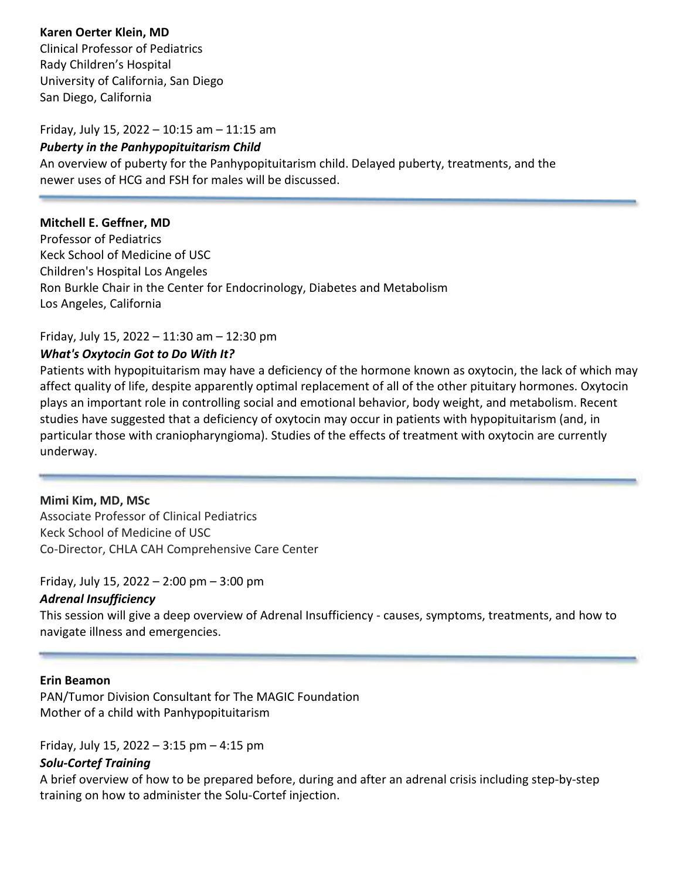**Karen Oerter Klein, MD**
Clinical Professor of Pediatrics
Rady Children's Hospital
University of California, San Diego
San Diego, California

Friday, July 15, 2022 – 10:15 am – 11:15 am

***Puberty in the Panhypopituitarism Child***

An overview of puberty for the Panhypopituitarism child. Delayed puberty, treatments, and the newer uses of HCG and FSH for males will be discussed.

---

**Mitchell E. Geffner, MD**
Professor of Pediatrics
Keck School of Medicine of USC
Children's Hospital Los Angeles
Ron Burkle Chair in the Center for Endocrinology, Diabetes and Metabolism
Los Angeles, California

Friday, July 15, 2022 – 11:30 am – 12:30 pm

***What's Oxytocin Got to Do With It?***

Patients with hypopituitarism may have a deficiency of the hormone known as oxytocin, the lack of which may affect quality of life, despite apparently optimal replacement of all of the other pituitary hormones. Oxytocin plays an important role in controlling social and emotional behavior, body weight, and metabolism. Recent studies have suggested that a deficiency of oxytocin may occur in patients with hypopituitarism (and, in particular those with craniopharyngioma). Studies of the effects of treatment with oxytocin are currently underway.

---

**Mimi Kim, MD, MSc**
Associate Professor of Clinical Pediatrics
Keck School of Medicine of USC
Co-Director, CHLA CAH Comprehensive Care Center

Friday, July 15, 2022 – 2:00 pm – 3:00 pm

***Adrenal Insufficiency***

This session will give a deep overview of Adrenal Insufficiency - causes, symptoms, treatments, and how to navigate illness and emergencies.

---

**Erin Beamon**
PAN/Tumor Division Consultant for The MAGIC Foundation
Mother of a child with Panhypopituitarism

Friday, July 15, 2022 – 3:15 pm – 4:15 pm

***Solu-Cortef Training***

A brief overview of how to be prepared before, during and after an adrenal crisis including step-by-step training on how to administer the Solu-Cortef injection.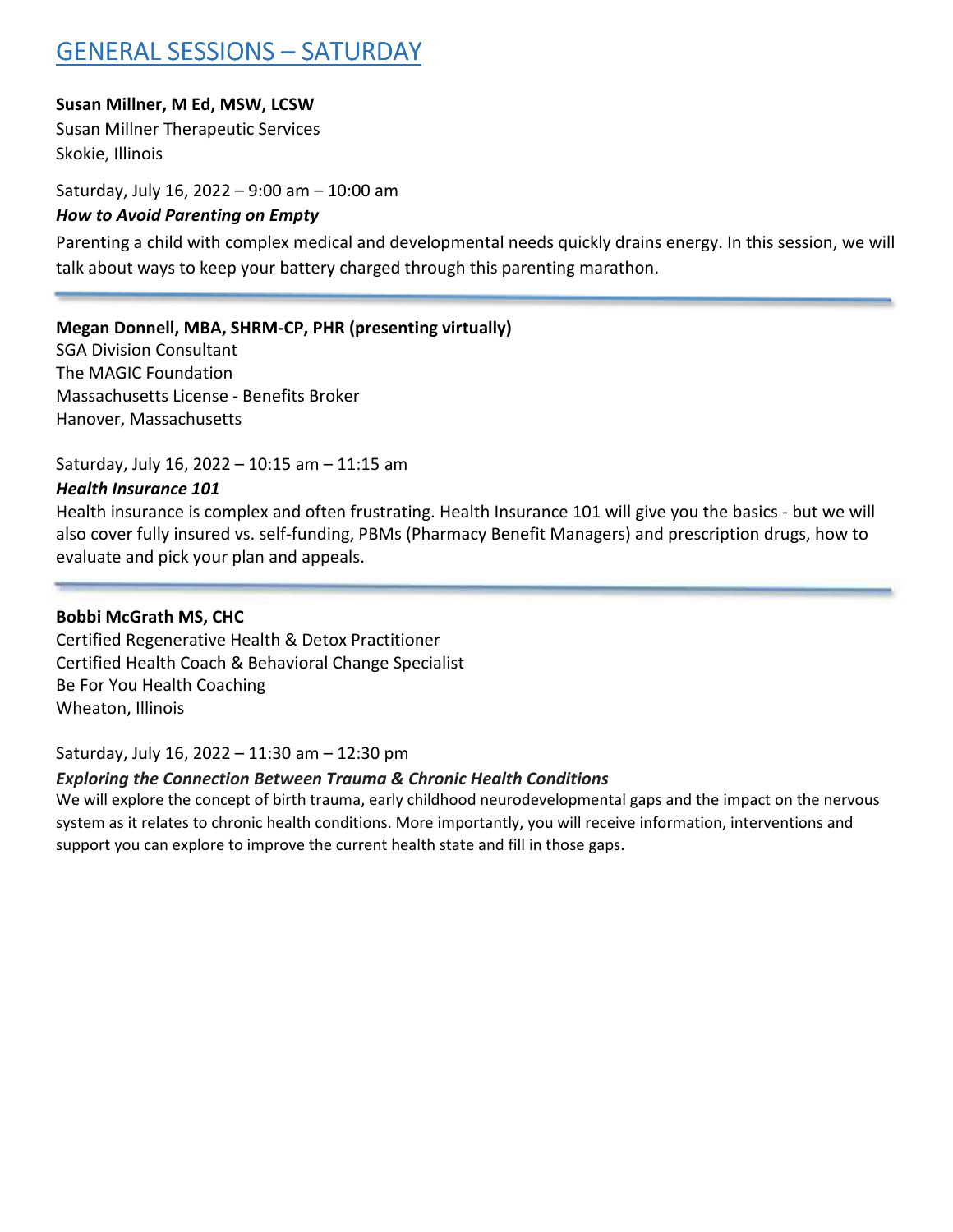## GENERAL SESSIONS – SATURDAY

**Susan Millner, M Ed, MSW, LCSW**
Susan Millner Therapeutic Services
Skokie, Illinois

Saturday, July 16, 2022 – 9:00 am – 10:00 am
***How to Avoid Parenting on Empty***
Parenting a child with complex medical and developmental needs quickly drains energy. In this session, we will talk about ways to keep your battery charged through this parenting marathon.

---

**Megan Donnell, MBA, SHRM-CP, PHR (presenting virtually)**
SGA Division Consultant
The MAGIC Foundation
Massachusetts License - Benefits Broker
Hanover, Massachusetts

Saturday, July 16, 2022 – 10:15 am – 11:15 am
***Health Insurance 101***
Health insurance is complex and often frustrating. Health Insurance 101 will give you the basics - but we will also cover fully insured vs. self-funding, PBMs (Pharmacy Benefit Managers) and prescription drugs, how to evaluate and pick your plan and appeals.

---

**Bobbi McGrath MS, CHC**
Certified Regenerative Health & Detox Practitioner
Certified Health Coach & Behavioral Change Specialist
Be For You Health Coaching
Wheaton, Illinois

Saturday, July 16, 2022 – 11:30 am – 12:30 pm
***Exploring the Connection Between Trauma & Chronic Health Conditions***
We will explore the concept of birth trauma, early childhood neurodevelopmental gaps and the impact on the nervous system as it relates to chronic health conditions. More importantly, you will receive information, interventions and support you can explore to improve the current health state and fill in those gaps.